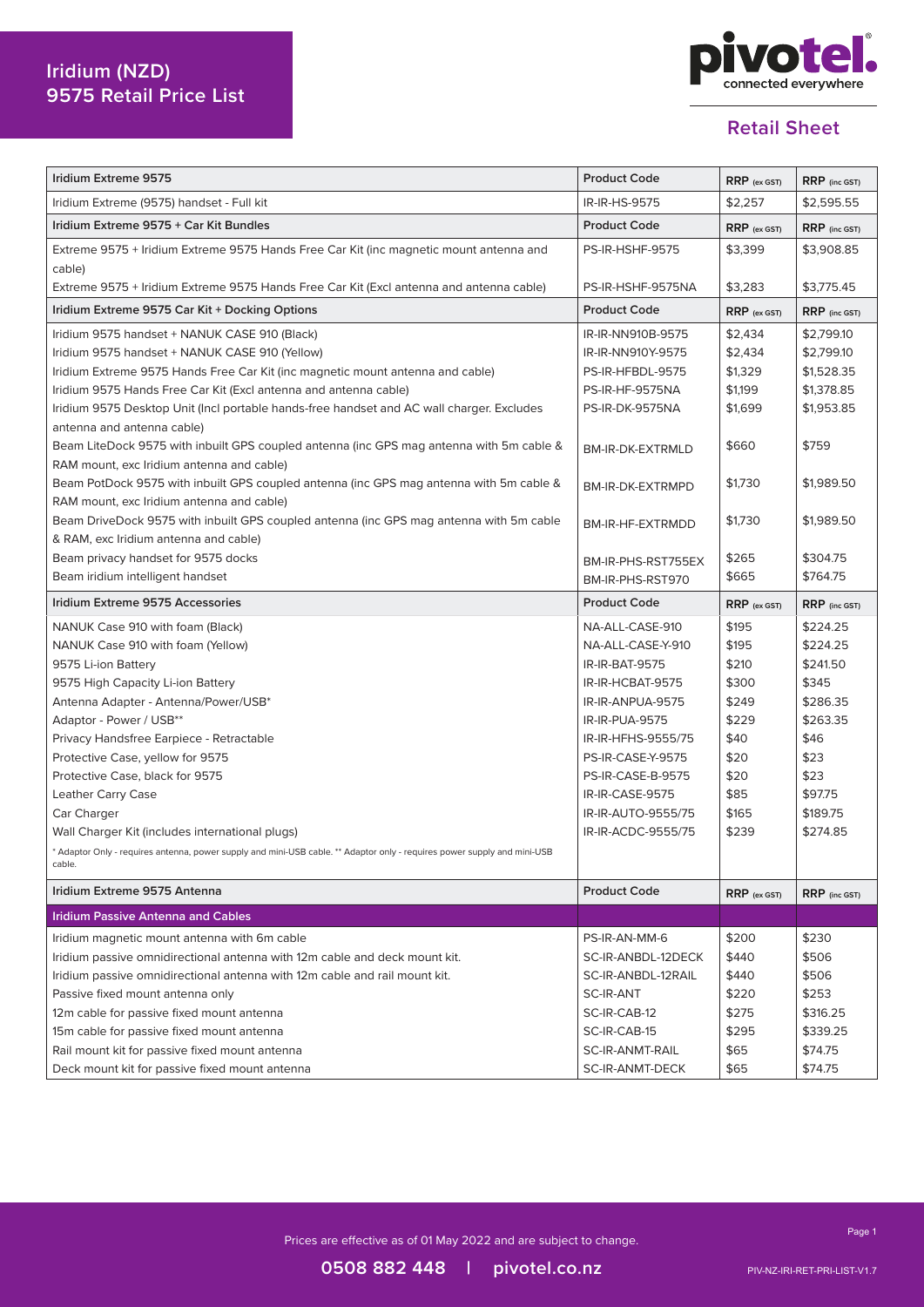# Iridium (NZD) 9575 Retail Price List

**Retail Sheet**

| Iridium Extreme 9575 | Product Code | RRP (ex GST) | RRP (inc GST) |
|---|---|---|---|
| Iridium Extreme (9575) handset - Full kit | IR-IR-HS-9575 | $2,257 | $2,595.55 |
| **Iridium Extreme 9575 + Car Kit Bundles** | **Product Code** | **RRP (ex GST)** | **RRP (inc GST)** |
| Extreme 9575 + Iridium Extreme 9575 Hands Free Car Kit (inc magnetic mount antenna and cable) | PS-IR-HSHF-9575 | $3,399 | $3,908.85 |
| Extreme 9575 + Iridium Extreme 9575 Hands Free Car Kit (Excl antenna and antenna cable) | PS-IR-HSHF-9575NA | $3,283 | $3,775.45 |
| **Iridium Extreme 9575 Car Kit + Docking Options** | **Product Code** | **RRP (ex GST)** | **RRP (inc GST)** |
| Iridium 9575 handset + NANUK CASE 910 (Black) | IR-IR-NN910B-9575 | $2,434 | $2,799.10 |
| Iridium 9575 handset + NANUK CASE 910 (Yellow) | IR-IR-NN910Y-9575 | $2,434 | $2,799.10 |
| Iridium Extreme 9575 Hands Free Car Kit (inc magnetic mount antenna and cable) | PS-IR-HFBDL-9575 | $1,329 | $1,528.35 |
| Iridium 9575 Hands Free Car Kit (Excl antenna and antenna cable) | PS-IR-HF-9575NA | $1,199 | $1,378.85 |
| Iridium 9575 Desktop Unit (Incl portable hands-free handset and AC wall charger. Excludes antenna and antenna cable) | PS-IR-DK-9575NA | $1,699 | $1,953.85 |
| Beam LiteDock 9575 with inbuilt GPS coupled antenna (inc GPS mag antenna with 5m cable & RAM mount, exc Iridium antenna and cable) | BM-IR-DK-EXTRMLD | $660 | $759 |
| Beam PotDock 9575 with inbuilt GPS coupled antenna (inc GPS mag antenna with 5m cable & RAM mount, exc Iridium antenna and cable) | BM-IR-DK-EXTRMPD | $1,730 | $1,989.50 |
| Beam DriveDock 9575 with inbuilt GPS coupled antenna (inc GPS mag antenna with 5m cable & RAM, exc Iridium antenna and cable) | BM-IR-HF-EXTRMDD | $1,730 | $1,989.50 |
| Beam privacy handset for 9575 docks | BM-IR-PHS-RST755EX | $265 | $304.75 |
| Beam iridium intelligent handset | BM-IR-PHS-RST970 | $665 | $764.75 |
| **Iridium Extreme 9575 Accessories** | **Product Code** | **RRP (ex GST)** | **RRP (inc GST)** |
| NANUK Case 910 with foam (Black) | NA-ALL-CASE-910 | $195 | $224.25 |
| NANUK Case 910 with foam (Yellow) | NA-ALL-CASE-Y-910 | $195 | $224.25 |
| 9575 Li-ion Battery | IR-IR-BAT-9575 | $210 | $241.50 |
| 9575 High Capacity Li-ion Battery | IR-IR-HCBAT-9575 | $300 | $345 |
| Antenna Adapter - Antenna/Power/USB* | IR-IR-ANPUA-9575 | $249 | $286.35 |
| Adaptor - Power / USB** | IR-IR-PUA-9575 | $229 | $263.35 |
| Privacy Handsfree Earpiece - Retractable | IR-IR-HFHS-9555/75 | $40 | $46 |
| Protective Case, yellow for 9575 | PS-IR-CASE-Y-9575 | $20 | $23 |
| Protective Case, black for 9575 | PS-IR-CASE-B-9575 | $20 | $23 |
| Leather Carry Case | IR-IR-CASE-9575 | $85 | $97.75 |
| Car Charger | IR-IR-AUTO-9555/75 | $165 | $189.75 |
| Wall Charger Kit (includes international plugs) | IR-IR-ACDC-9555/75 | $239 | $274.85 |
| * Adaptor Only - requires antenna, power supply and mini-USB cable. ** Adaptor only - requires power supply and mini-USB cable. | | | |
| **Iridium Extreme 9575 Antenna** | **Product Code** | **RRP (ex GST)** | **RRP (inc GST)** |
| **Iridium Passive Antenna and Cables** | | | |
| Iridium magnetic mount antenna with 6m cable | PS-IR-AN-MM-6 | $200 | $230 |
| Iridium passive omnidirectional antenna with 12m cable and deck mount kit. | SC-IR-ANBDL-12DECK | $440 | $506 |
| Iridium passive omnidirectional antenna with 12m cable and rail mount kit. | SC-IR-ANBDL-12RAIL | $440 | $506 |
| Passive fixed mount antenna only | SC-IR-ANT | $220 | $253 |
| 12m cable for passive fixed mount antenna | SC-IR-CAB-12 | $275 | $316.25 |
| 15m cable for passive fixed mount antenna | SC-IR-CAB-15 | $295 | $339.25 |
| Rail mount kit for passive fixed mount antenna | SC-IR-ANMT-RAIL | $65 | $74.75 |
| Deck mount kit for passive fixed mount antenna | SC-IR-ANMT-DECK | $65 | $74.75 |

Prices are effective as of 01 May 2022 and are subject to change.

0508 882 448 | pivotel.co.nz

PIV-NZ-IRI-RET-PRI-LIST-V1.7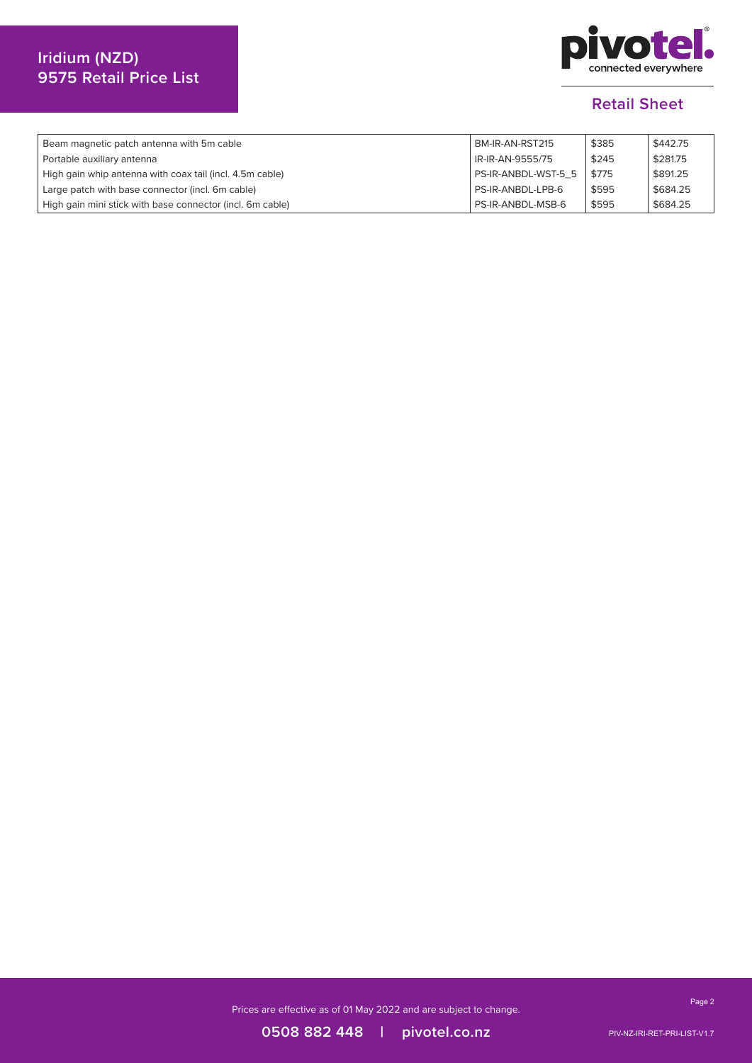# Iridium (NZD)
# 9575 Retail Price List

**Retail Sheet**

| | | | |
|---|---|---|---|
| Beam magnetic patch antenna with 5m cable | BM-IR-AN-RST215 | $385 | $442.75 |
| Portable auxiliary antenna | IR-IR-AN-9555/75 | $245 | $281.75 |
| High gain whip antenna with coax tail (incl. 4.5m cable) | PS-IR-ANBDL-WST-5_5 | $775 | $891.25 |
| Large patch with base connector (incl. 6m cable) | PS-IR-ANBDL-LPB-6 | $595 | $684.25 |
| High gain mini stick with base connector (incl. 6m cable) | PS-IR-ANBDL-MSB-6 | $595 | $684.25 |

Prices are effective as of 01 May 2022 and are subject to change.

0508 882 448 | pivotel.co.nz

PIV-NZ-IRI-RET-PRI-LIST-V1.7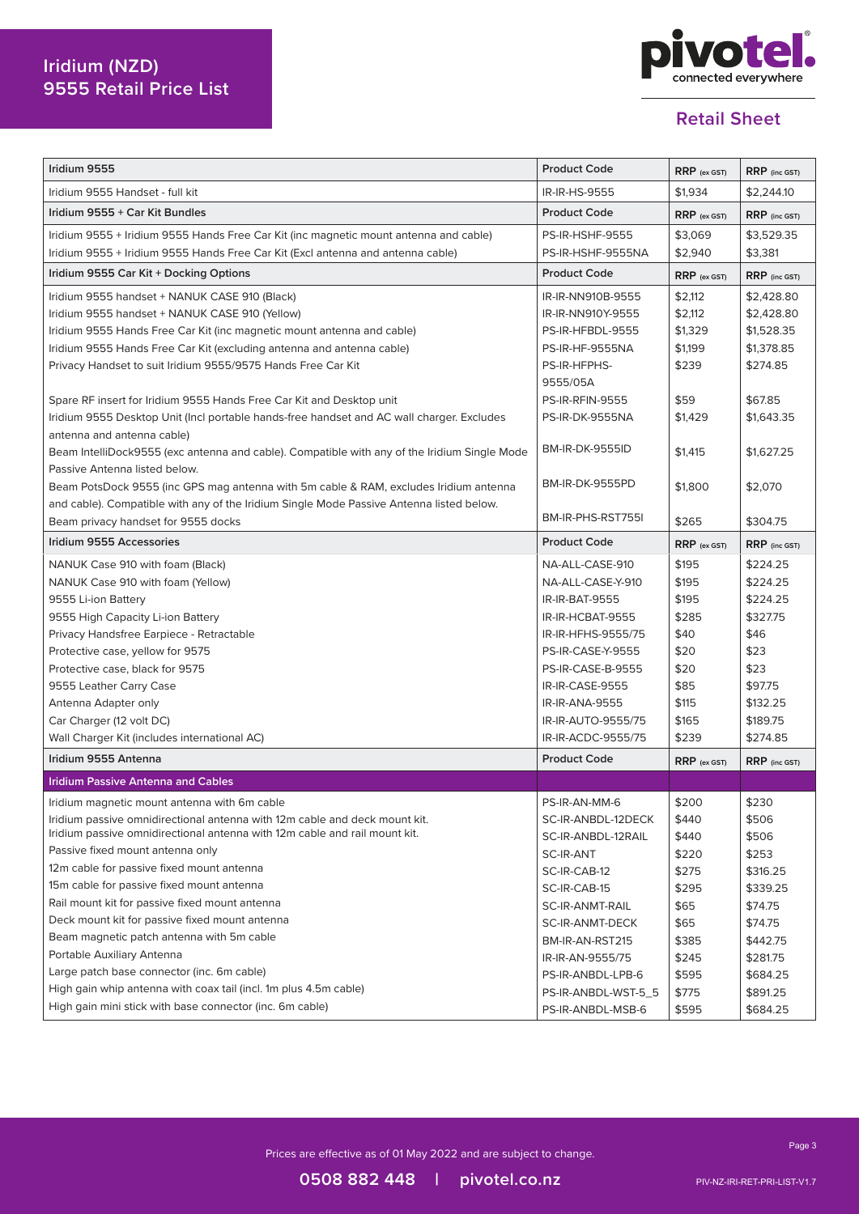# Iridium (NZD) 9555 Retail Price List

**Retail Sheet**

| Iridium 9555 | Product Code | RRP (ex GST) | RRP (inc GST) |
| --- | --- | --- | --- |
| Iridium 9555 Handset - full kit | IR-IR-HS-9555 | $1,934 | $2,244.10 |
| **Iridium 9555 + Car Kit Bundles** | **Product Code** | **RRP (ex GST)** | **RRP (inc GST)** |
| Iridium 9555 + Iridium 9555 Hands Free Car Kit (inc magnetic mount antenna and cable) | PS-IR-HSHF-9555 | $3,069 | $3,529.35 |
| Iridium 9555 + Iridium 9555 Hands Free Car Kit (Excl antenna and antenna cable) | PS-IR-HSHF-9555NA | $2,940 | $3,381 |
| **Iridium 9555 Car Kit + Docking Options** | **Product Code** | **RRP (ex GST)** | **RRP (inc GST)** |
| Iridium 9555 handset + NANUK CASE 910 (Black) | IR-IR-NN910B-9555 | $2,112 | $2,428.80 |
| Iridium 9555 handset + NANUK CASE 910 (Yellow) | IR-IR-NN910Y-9555 | $2,112 | $2,428.80 |
| Iridium 9555 Hands Free Car Kit (inc magnetic mount antenna and cable) | PS-IR-HFBDL-9555 | $1,329 | $1,528.35 |
| Iridium 9555 Hands Free Car Kit (excluding antenna and antenna cable) | PS-IR-HF-9555NA | $1,199 | $1,378.85 |
| Privacy Handset to suit Iridium 9555/9575 Hands Free Car Kit | PS-IR-HFPHS-9555/05A | $239 | $274.85 |
| Spare RF insert for Iridium 9555 Hands Free Car Kit and Desktop unit | PS-IR-RFIN-9555 | $59 | $67.85 |
| Iridium 9555 Desktop Unit (Incl portable hands-free handset and AC wall charger. Excludes antenna and antenna cable) | PS-IR-DK-9555NA | $1,429 | $1,643.35 |
| Beam IntelliDock9555 (exc antenna and cable). Compatible with any of the Iridium Single Mode Passive Antenna listed below. | BM-IR-DK-9555ID | $1,415 | $1,627.25 |
| Beam PotsDock 9555 (inc GPS mag antenna with 5m cable & RAM, excludes Iridium antenna and cable). Compatible with any of the Iridium Single Mode Passive Antenna listed below. | BM-IR-DK-9555PD | $1,800 | $2,070 |
| Beam privacy handset for 9555 docks | BM-IR-PHS-RST755I | $265 | $304.75 |
| **Iridium 9555 Accessories** | **Product Code** | **RRP (ex GST)** | **RRP (inc GST)** |
| NANUK Case 910 with foam (Black) | NA-ALL-CASE-910 | $195 | $224.25 |
| NANUK Case 910 with foam (Yellow) | NA-ALL-CASE-Y-910 | $195 | $224.25 |
| 9555 Li-ion Battery | IR-IR-BAT-9555 | $195 | $224.25 |
| 9555 High Capacity Li-ion Battery | IR-IR-HCBAT-9555 | $285 | $327.75 |
| Privacy Handsfree Earpiece - Retractable | IR-IR-HFHS-9555/75 | $40 | $46 |
| Protective case, yellow for 9575 | PS-IR-CASE-Y-9555 | $20 | $23 |
| Protective case, black for 9575 | PS-IR-CASE-B-9555 | $20 | $23 |
| 9555 Leather Carry Case | IR-IR-CASE-9555 | $85 | $97.75 |
| Antenna Adapter only | IR-IR-ANA-9555 | $115 | $132.25 |
| Car Charger (12 volt DC) | IR-IR-AUTO-9555/75 | $165 | $189.75 |
| Wall Charger Kit (includes international AC) | IR-IR-ACDC-9555/75 | $239 | $274.85 |
| **Iridium 9555 Antenna** | **Product Code** | **RRP (ex GST)** | **RRP (inc GST)** |
| **Iridium Passive Antenna and Cables** | | | |
| Iridium magnetic mount antenna with 6m cable | PS-IR-AN-MM-6 | $200 | $230 |
| Iridium passive omnidirectional antenna with 12m cable and deck mount kit. | SC-IR-ANBDL-12DECK | $440 | $506 |
| Iridium passive omnidirectional antenna with 12m cable and rail mount kit. | SC-IR-ANBDL-12RAIL | $440 | $506 |
| Passive fixed mount antenna only | SC-IR-ANT | $220 | $253 |
| 12m cable for passive fixed mount antenna | SC-IR-CAB-12 | $275 | $316.25 |
| 15m cable for passive fixed mount antenna | SC-IR-CAB-15 | $295 | $339.25 |
| Rail mount kit for passive fixed mount antenna | SC-IR-ANMT-RAIL | $65 | $74.75 |
| Deck mount kit for passive fixed mount antenna | SC-IR-ANMT-DECK | $65 | $74.75 |
| Beam magnetic patch antenna with 5m cable | BM-IR-AN-RST215 | $385 | $442.75 |
| Portable Auxiliary Antenna | IR-IR-AN-9555/75 | $245 | $281.75 |
| Large patch base connector (inc. 6m cable) | PS-IR-ANBDL-LPB-6 | $595 | $684.25 |
| High gain whip antenna with coax tail (incl. 1m plus 4.5m cable) | PS-IR-ANBDL-WST-5_5 | $775 | $891.25 |
| High gain mini stick with base connector (inc. 6m cable) | PS-IR-ANBDL-MSB-6 | $595 | $684.25 |

Prices are effective as of 01 May 2022 and are subject to change.

0508 882 448 | pivotel.co.nz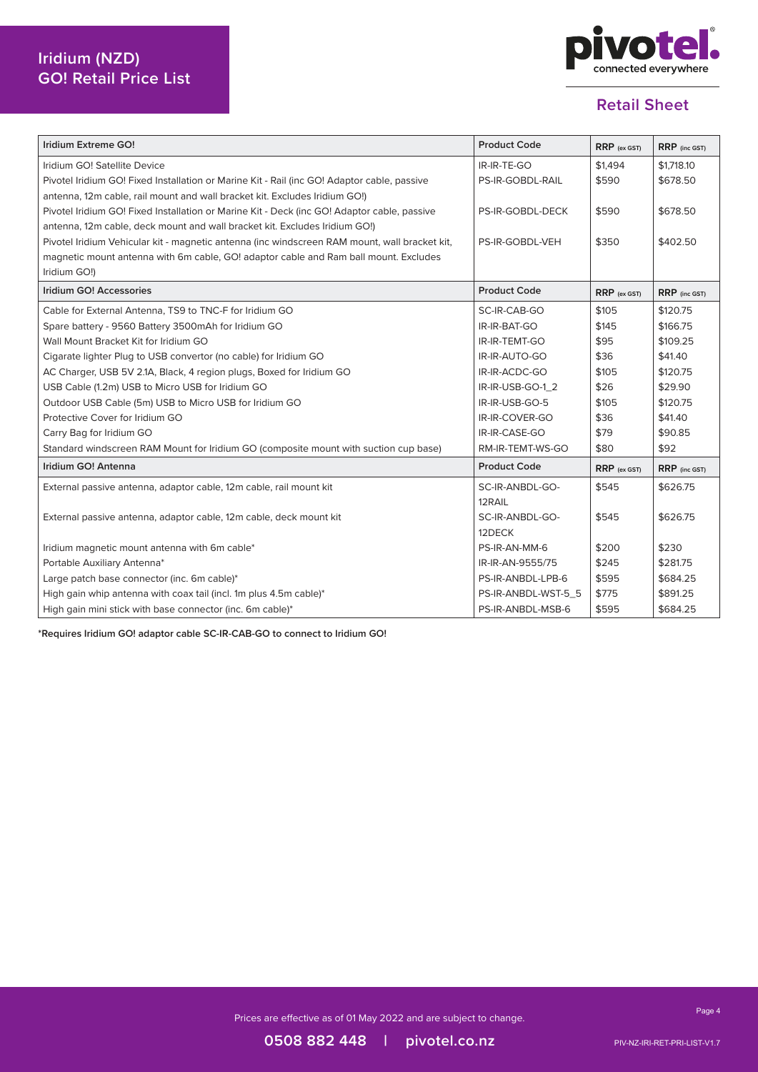# Iridium (NZD) GO! Retail Price List

## Retail Sheet

| Iridium Extreme GO! | Product Code | RRP (ex GST) | RRP (inc GST) |
|---|---|---|---|
| Iridium GO! Satellite Device | IR-IR-TE-GO | $1,494 | $1,718.10 |
| Pivotel Iridium GO! Fixed Installation or Marine Kit - Rail (inc GO! Adaptor cable, passive antenna, 12m cable, rail mount and wall bracket kit. Excludes Iridium GO!) | PS-IR-GOBDL-RAIL | $590 | $678.50 |
| Pivotel Iridium GO! Fixed Installation or Marine Kit - Deck (inc GO! Adaptor cable, passive antenna, 12m cable, deck mount and wall bracket kit. Excludes Iridium GO!) | PS-IR-GOBDL-DECK | $590 | $678.50 |
| Pivotel Iridium Vehicular kit - magnetic antenna (inc windscreen RAM mount, wall bracket kit, magnetic mount antenna with 6m cable, GO! adaptor cable and Ram ball mount. Excludes Iridium GO!) | PS-IR-GOBDL-VEH | $350 | $402.50 |
| **Iridium GO! Accessories** | **Product Code** | **RRP (ex GST)** | **RRP (inc GST)** |
| Cable for External Antenna, TS9 to TNC-F for Iridium GO | SC-IR-CAB-GO | $105 | $120.75 |
| Spare battery - 9560 Battery 3500mAh for Iridium GO | IR-IR-BAT-GO | $145 | $166.75 |
| Wall Mount Bracket Kit for Iridium GO | IR-IR-TEMT-GO | $95 | $109.25 |
| Cigarate lighter Plug to USB convertor (no cable) for Iridium GO | IR-IR-AUTO-GO | $36 | $41.40 |
| AC Charger, USB 5V 2.1A, Black, 4 region plugs, Boxed for Iridium GO | IR-IR-ACDC-GO | $105 | $120.75 |
| USB Cable (1.2m) USB to Micro USB for Iridium GO | IR-IR-USB-GO-1_2 | $26 | $29.90 |
| Outdoor USB Cable (5m) USB to Micro USB for Iridium GO | IR-IR-USB-GO-5 | $105 | $120.75 |
| Protective Cover for Iridium GO | IR-IR-COVER-GO | $36 | $41.40 |
| Carry Bag for Iridium GO | IR-IR-CASE-GO | $79 | $90.85 |
| Standard windscreen RAM Mount for Iridium GO (composite mount with suction cup base) | RM-IR-TEMT-WS-GO | $80 | $92 |
| **Iridium GO! Antenna** | **Product Code** | **RRP (ex GST)** | **RRP (inc GST)** |
| External passive antenna, adaptor cable, 12m cable, rail mount kit | SC-IR-ANBDL-GO-12RAIL | $545 | $626.75 |
| External passive antenna, adaptor cable, 12m cable, deck mount kit | SC-IR-ANBDL-GO-12DECK | $545 | $626.75 |
| Iridium magnetic mount antenna with 6m cable* | PS-IR-AN-MM-6 | $200 | $230 |
| Portable Auxiliary Antenna* | IR-IR-AN-9555/75 | $245 | $281.75 |
| Large patch base connector (inc. 6m cable)* | PS-IR-ANBDL-LPB-6 | $595 | $684.25 |
| High gain whip antenna with coax tail (incl. 1m plus 4.5m cable)* | PS-IR-ANBDL-WST-5_5 | $775 | $891.25 |
| High gain mini stick with base connector (inc. 6m cable)* | PS-IR-ANBDL-MSB-6 | $595 | $684.25 |

**\*Requires Iridium GO! adaptor cable SC-IR-CAB-GO to connect to Iridium GO!**

Prices are effective as of 01 May 2022 and are subject to change.

0508 882 448 | pivotel.co.nz

PIV-NZ-IRI-RET-PRI-LIST-V1.7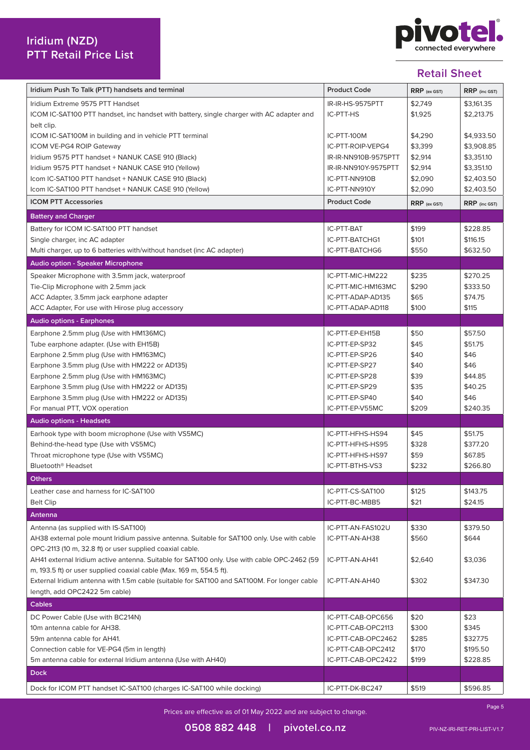# Iridium (NZD)
# PTT Retail Price List

**Retail Sheet**

| Iridium Push To Talk (PTT) handsets and terminal | Product Code | RRP (ex GST) | RRP (inc GST) |
|---|---|---|---|
| Iridium Extreme 9575 PTT Handset | IR-IR-HS-9575PTT | $2,749 | $3,161.35 |
| ICOM IC-SAT100 PTT handset, inc handset with battery, single charger with AC adapter and belt clip. | IC-PTT-HS | $1,925 | $2,213.75 |
| ICOM IC-SAT100M in building and in vehicle PTT terminal | IC-PTT-100M | $4,290 | $4,933.50 |
| ICOM VE-PG4 ROIP Gateway | IC-PTT-ROIP-VEPG4 | $3,399 | $3,908.85 |
| Iridium 9575 PTT handset + NANUK CASE 910 (Black) | IR-IR-NN910B-9575PTT | $2,914 | $3,351.10 |
| Iridium 9575 PTT handset + NANUK CASE 910 (Yellow) | IR-IR-NN910Y-9575PTT | $2,914 | $3,351.10 |
| Icom IC-SAT100 PTT handset + NANUK CASE 910 (Black) | IC-PTT-NN910B | $2,090 | $2,403.50 |
| Icom IC-SAT100 PTT handset + NANUK CASE 910 (Yellow) | IC-PTT-NN910Y | $2,090 | $2,403.50 |
| **ICOM PTT Accessories** | **Product Code** | **RRP (ex GST)** | **RRP (inc GST)** |
| **Battery and Charger** | | | |
| Battery for ICOM IC-SAT100 PTT handset | IC-PTT-BAT | $199 | $228.85 |
| Single charger, inc AC adapter | IC-PTT-BATCHG1 | $101 | $116.15 |
| Multi charger, up to 6 batteries with/without handset (inc AC adapter) | IC-PTT-BATCHG6 | $550 | $632.50 |
| **Audio option - Speaker Microphone** | | | |
| Speaker Microphone with 3.5mm jack, waterproof | IC-PTT-MIC-HM222 | $235 | $270.25 |
| Tie-Clip Microphone with 2.5mm jack | IC-PTT-MIC-HM163MC | $290 | $333.50 |
| ACC Adapter, 3.5mm jack earphone adapter | IC-PTT-ADAP-AD135 | $65 | $74.75 |
| ACC Adapter, For use with Hirose plug accessory | IC-PTT-ADAP-AD118 | $100 | $115 |
| **Audio options - Earphones** | | | |
| Earphone 2.5mm plug (Use with HM136MC) | IC-PTT-EP-EH15B | $50 | $57.50 |
| Tube earphone adapter. (Use with EH15B) | IC-PTT-EP-SP32 | $45 | $51.75 |
| Earphone 2.5mm plug (Use with HM163MC) | IC-PTT-EP-SP26 | $40 | $46 |
| Earphone 3.5mm plug (Use with HM222 or AD135) | IC-PTT-EP-SP27 | $40 | $46 |
| Earphone 2.5mm plug (Use with HM163MC) | IC-PTT-EP-SP28 | $39 | $44.85 |
| Earphone 3.5mm plug (Use with HM222 or AD135) | IC-PTT-EP-SP29 | $35 | $40.25 |
| Earphone 3.5mm plug (Use with HM222 or AD135) | IC-PTT-EP-SP40 | $40 | $46 |
| For manual PTT, VOX operation | IC-PTT-EP-V55MC | $209 | $240.35 |
| **Audio options - Headsets** | | | |
| Earhook type with boom microphone (Use with VS5MC) | IC-PTT-HFHS-HS94 | $45 | $51.75 |
| Behind-the-head type (Use with VS5MC) | IC-PTT-HFHS-HS95 | $328 | $377.20 |
| Throat microphone type (Use with VS5MC) | IC-PTT-HFHS-HS97 | $59 | $67.85 |
| Bluetooth® Headset | IC-PTT-BTHS-VS3 | $232 | $266.80 |
| **Others** | | | |
| Leather case and harness for IC-SAT100 | IC-PTT-CS-SAT100 | $125 | $143.75 |
| Belt Clip | IC-PTT-BC-MBB5 | $21 | $24.15 |
| **Antenna** | | | |
| Antenna (as supplied with IS-SAT100) | IC-PTT-AN-FAS102U | $330 | $379.50 |
| AH38 external pole mount Iridium passive antenna. Suitable for SAT100 only. Use with cable OPC-2113 (10 m, 32.8 ft) or user supplied coaxial cable. | IC-PTT-AN-AH38 | $560 | $644 |
| AH41 external Iridium active antenna. Suitable for SAT100 only. Use with cable OPC-2462 (59 m, 193.5 ft) or user supplied coaxial cable (Max. 169 m, 554.5 ft). | IC-PTT-AN-AH41 | $2,640 | $3,036 |
| External Iridium antenna with 1.5m cable (suitable for SAT100 and SAT100M. For longer cable length, add OPC2422 5m cable) | IC-PTT-AN-AH40 | $302 | $347.30 |
| **Cables** | | | |
| DC Power Cable (Use with BC214N) | IC-PTT-CAB-OPC656 | $20 | $23 |
| 10m antenna cable for AH38. | IC-PTT-CAB-OPC2113 | $300 | $345 |
| 59m antenna cable for AH41. | IC-PTT-CAB-OPC2462 | $285 | $327.75 |
| Connection cable for VE-PG4 (5m in length) | IC-PTT-CAB-OPC2412 | $170 | $195.50 |
| 5m antenna cable for external Iridium antenna (Use with AH40) | IC-PTT-CAB-OPC2422 | $199 | $228.85 |
| **Dock** | | | |
| Dock for ICOM PTT handset IC-SAT100 (charges IC-SAT100 while docking) | IC-PTT-DK-BC247 | $519 | $596.85 |

Prices are effective as of 01 May 2022 and are subject to change.

0508 882 448 | pivotel.co.nz

PIV-NZ-IRI-RET-PRI-LIST-V1.7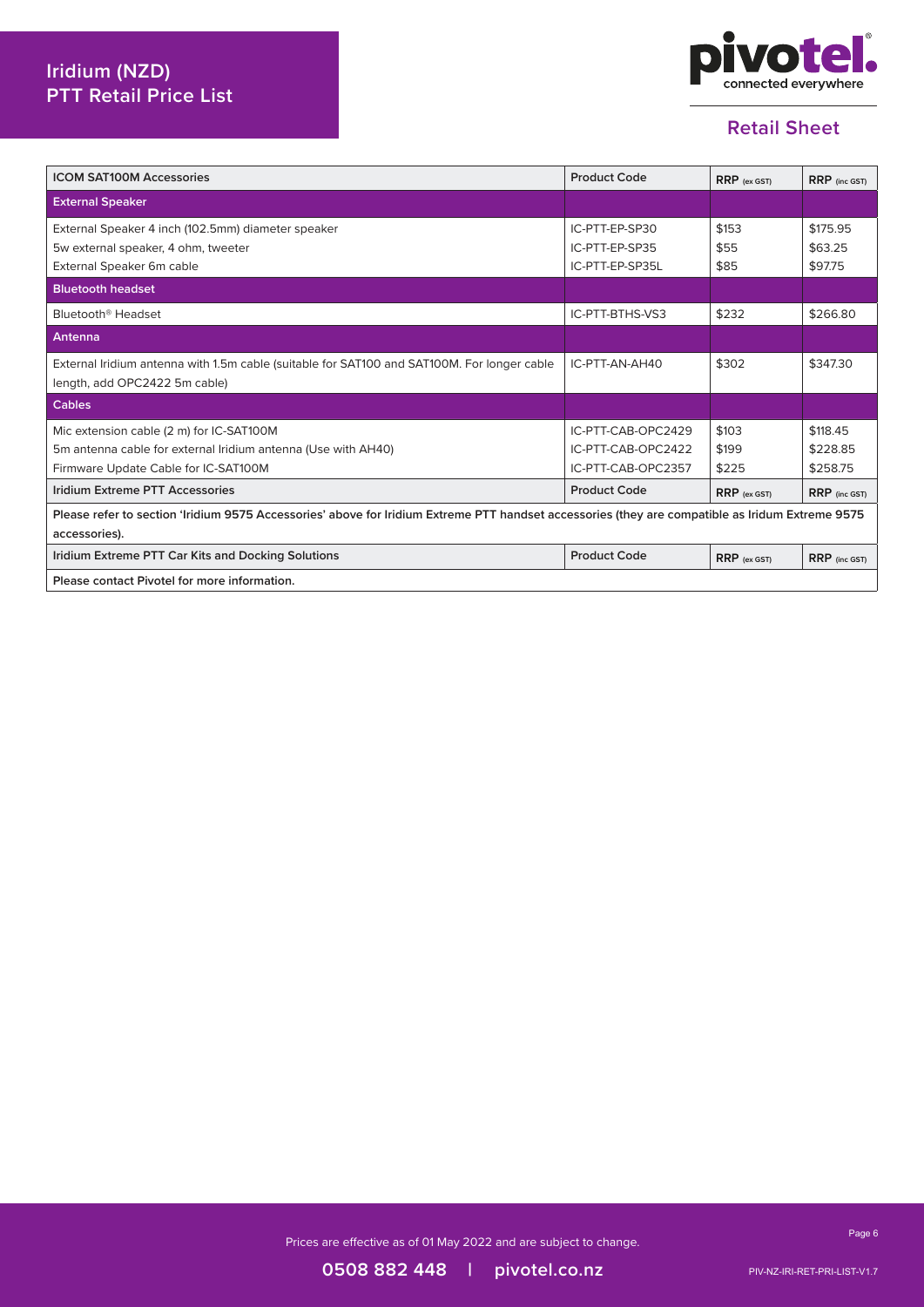# Iridium (NZD) PTT Retail Price List

## Retail Sheet

| ICOM SAT100M Accessories | Product Code | RRP (ex GST) | RRP (inc GST) |
|---|---|---|---|
| **External Speaker** | | | |
| External Speaker 4 inch (102.5mm) diameter speaker | IC-PTT-EP-SP30 | $153 | $175.95 |
| 5w external speaker, 4 ohm, tweeter | IC-PTT-EP-SP35 | $55 | $63.25 |
| External Speaker 6m cable | IC-PTT-EP-SP35L | $85 | $97.75 |
| **Bluetooth headset** | | | |
| Bluetooth® Headset | IC-PTT-BTHS-VS3 | $232 | $266.80 |
| **Antenna** | | | |
| External Iridium antenna with 1.5m cable (suitable for SAT100 and SAT100M. For longer cable length, add OPC2422 5m cable) | IC-PTT-AN-AH40 | $302 | $347.30 |
| **Cables** | | | |
| Mic extension cable (2 m) for IC-SAT100M | IC-PTT-CAB-OPC2429 | $103 | $118.45 |
| 5m antenna cable for external Iridium antenna (Use with AH40) | IC-PTT-CAB-OPC2422 | $199 | $228.85 |
| Firmware Update Cable for IC-SAT100M | IC-PTT-CAB-OPC2357 | $225 | $258.75 |

| Iridium Extreme PTT Accessories | Product Code | RRP (ex GST) | RRP (inc GST) |
|---|---|---|---|
| **Please refer to section 'Iridium 9575 Accessories' above for Iridium Extreme PTT handset accessories (they are compatible as Iridum Extreme 9575 accessories).** | | | |

| Iridium Extreme PTT Car Kits and Docking Solutions | Product Code | RRP (ex GST) | RRP (inc GST) |
|---|---|---|---|
| **Please contact Pivotel for more information.** | | | |

Prices are effective as of 01 May 2022 and are subject to change.

0508 882 448 | pivotel.co.nz

PIV-NZ-IRI-RET-PRI-LIST-V1.7